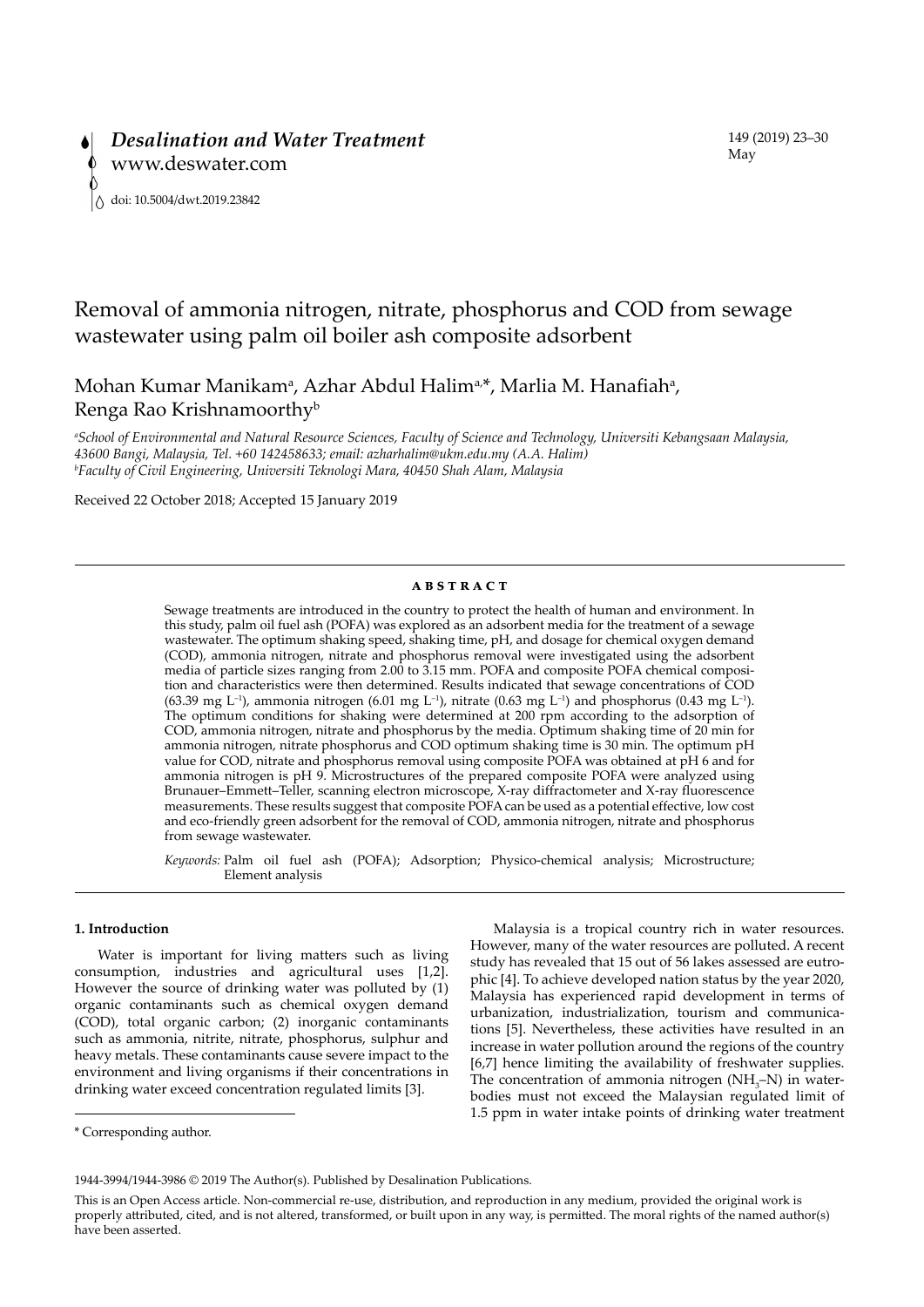# Removal of ammonia nitrogen, nitrate, phosphorus and COD from sewage wastewater using palm oil boiler ash composite adsorbent

Mohan Kumar Manikam[a], Azhar Abdul Halim[a,*], Marlia M. Hanafiah[a], Renga Rao Krishnamoorthy[b]

[a]*School of Environmental and Natural Resource Sciences, Faculty of Science and Technology, Universiti Kebangsaan Malaysia, 43600 Bangi, Malaysia, Tel. +60 142458633; email: azharhalim@ukm.edu.my (A.A. Halim)*
[b]*Faculty of Civil Engineering, Universiti Teknologi Mara, 40450 Shah Alam, Malaysia*

Received 22 October 2018; Accepted 15 January 2019

## ABSTRACT

Sewage treatments are introduced in the country to protect the health of human and environment. In this study, palm oil fuel ash (POFA) was explored as an adsorbent media for the treatment of a sewage wastewater. The optimum shaking speed, shaking time, pH, and dosage for chemical oxygen demand (COD), ammonia nitrogen, nitrate and phosphorus removal were investigated using the adsorbent media of particle sizes ranging from 2.00 to 3.15 mm. POFA and composite POFA chemical composition and characteristics were then determined. Results indicated that sewage concentrations of COD (63.39 mg $L^{-1}$), ammonia nitrogen (6.01 mg $L^{-1}$), nitrate (0.63 mg $L^{-1}$) and phosphorus (0.43 mg $L^{-1}$). The optimum conditions for shaking were determined at 200 rpm according to the adsorption of COD, ammonia nitrogen, nitrate and phosphorus by the media. Optimum shaking time of 20 min for ammonia nitrogen, nitrate phosphorus and COD optimum shaking time is 30 min. The optimum pH value for COD, nitrate and phosphorus removal using composite POFA was obtained at pH 6 and for ammonia nitrogen is pH 9. Microstructures of the prepared composite POFA were analyzed using Brunauer–Emmett–Teller, scanning electron microscope, X-ray diffractometer and X-ray fluorescence measurements. These results suggest that composite POFA can be used as a potential effective, low cost and eco-friendly green adsorbent for the removal of COD, ammonia nitrogen, nitrate and phosphorus from sewage wastewater.

*Keywords:* Palm oil fuel ash (POFA); Adsorption; Physico-chemical analysis; Microstructure; Element analysis

## 1. Introduction

Water is important for living matters such as living consumption, industries and agricultural uses [1,2]. However the source of drinking water was polluted by (1) organic contaminants such as chemical oxygen demand (COD), total organic carbon; (2) inorganic contaminants such as ammonia, nitrite, nitrate, phosphorus, sulphur and heavy metals. These contaminants cause severe impact to the environment and living organisms if their concentrations in drinking water exceed concentration regulated limits [3].

Malaysia is a tropical country rich in water resources. However, many of the water resources are polluted. A recent study has revealed that 15 out of 56 lakes assessed are eutrophic [4]. To achieve developed nation status by the year 2020, Malaysia has experienced rapid development in terms of urbanization, industrialization, tourism and communications [5]. Nevertheless, these activities have resulted in an increase in water pollution around the regions of the country [6,7] hence limiting the availability of freshwater supplies. The concentration of ammonia nitrogen ($NH_3$–N) in waterbodies must not exceed the Malaysian regulated limit of 1.5 ppm in water intake points of drinking water treatment

\* Corresponding author.

1944-3994/1944-3986 © 2019 The Author(s). Published by Desalination Publications.

This is an Open Access article. Non-commercial re-use, distribution, and reproduction in any medium, provided the original work is properly attributed, cited, and is not altered, transformed, or built upon in any way, is permitted. The moral rights of the named author(s) have been asserted.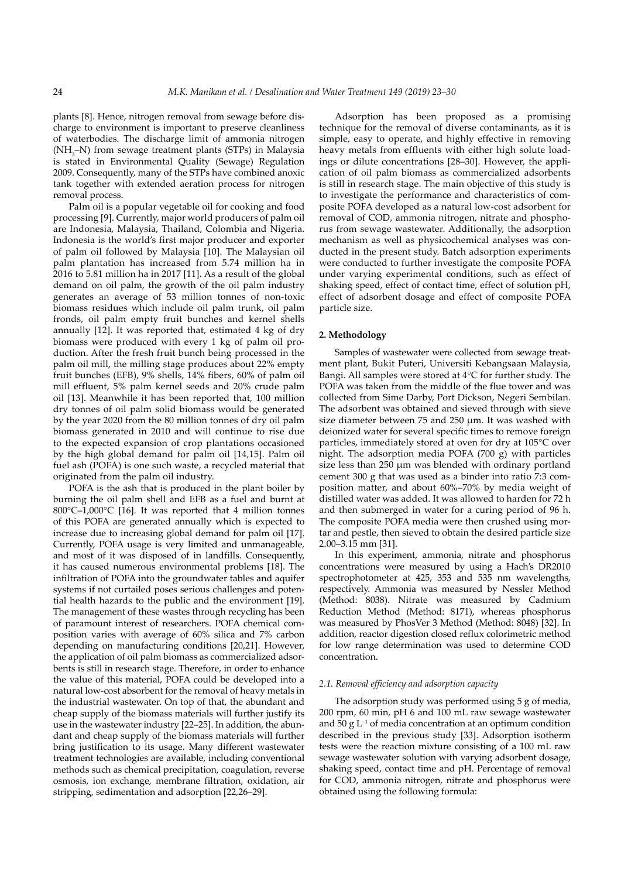plants [8]. Hence, nitrogen removal from sewage before discharge to environment is important to preserve cleanliness of waterbodies. The discharge limit of ammonia nitrogen ($NH_3$–N) from sewage treatment plants (STPs) in Malaysia is stated in Environmental Quality (Sewage) Regulation 2009. Consequently, many of the STPs have combined anoxic tank together with extended aeration process for nitrogen removal process.

Palm oil is a popular vegetable oil for cooking and food processing [9]. Currently, major world producers of palm oil are Indonesia, Malaysia, Thailand, Colombia and Nigeria. Indonesia is the world's first major producer and exporter of palm oil followed by Malaysia [10]. The Malaysian oil palm plantation has increased from 5.74 million ha in 2016 to 5.81 million ha in 2017 [11]. As a result of the global demand on oil palm, the growth of the oil palm industry generates an average of 53 million tonnes of non-toxic biomass residues which include oil palm trunk, oil palm fronds, oil palm empty fruit bunches and kernel shells annually [12]. It was reported that, estimated 4 kg of dry biomass were produced with every 1 kg of palm oil production. After the fresh fruit bunch being processed in the palm oil mill, the milling stage produces about 22% empty fruit bunches (EFB), 9% shells, 14% fibers, 60% of palm oil mill effluent, 5% palm kernel seeds and 20% crude palm oil [13]. Meanwhile it has been reported that, 100 million dry tonnes of oil palm solid biomass would be generated by the year 2020 from the 80 million tonnes of dry oil palm biomass generated in 2010 and will continue to rise due to the expected expansion of crop plantations occasioned by the high global demand for palm oil [14,15]. Palm oil fuel ash (POFA) is one such waste, a recycled material that originated from the palm oil industry.

POFA is the ash that is produced in the plant boiler by burning the oil palm shell and EFB as a fuel and burnt at 800°C–1,000°C [16]. It was reported that 4 million tonnes of this POFA are generated annually which is expected to increase due to increasing global demand for palm oil [17]. Currently, POFA usage is very limited and unmanageable, and most of it was disposed of in landfills. Consequently, it has caused numerous environmental problems [18]. The infiltration of POFA into the groundwater tables and aquifer systems if not curtailed poses serious challenges and potential health hazards to the public and the environment [19]. The management of these wastes through recycling has been of paramount interest of researchers. POFA chemical composition varies with average of 60% silica and 7% carbon depending on manufacturing conditions [20,21]. However, the application of oil palm biomass as commercialized adsorbents is still in research stage. Therefore, in order to enhance the value of this material, POFA could be developed into a natural low-cost absorbent for the removal of heavy metals in the industrial wastewater. On top of that, the abundant and cheap supply of the biomass materials will further justify its use in the wastewater industry [22–25]. In addition, the abundant and cheap supply of the biomass materials will further bring justification to its usage. Many different wastewater treatment technologies are available, including conventional methods such as chemical precipitation, coagulation, reverse osmosis, ion exchange, membrane filtration, oxidation, air stripping, sedimentation and adsorption [22,26–29].

Adsorption has been proposed as a promising technique for the removal of diverse contaminants, as it is simple, easy to operate, and highly effective in removing heavy metals from effluents with either high solute loadings or dilute concentrations [28–30]. However, the application of oil palm biomass as commercialized adsorbents is still in research stage. The main objective of this study is to investigate the performance and characteristics of composite POFA developed as a natural low-cost adsorbent for removal of COD, ammonia nitrogen, nitrate and phosphorus from sewage wastewater. Additionally, the adsorption mechanism as well as physicochemical analyses was conducted in the present study. Batch adsorption experiments were conducted to further investigate the composite POFA under varying experimental conditions, such as effect of shaking speed, effect of contact time, effect of solution pH, effect of adsorbent dosage and effect of composite POFA particle size.

## 2. Methodology

Samples of wastewater were collected from sewage treatment plant, Bukit Puteri, Universiti Kebangsaan Malaysia, Bangi. All samples were stored at 4°C for further study. The POFA was taken from the middle of the flue tower and was collected from Sime Darby, Port Dickson, Negeri Sembilan. The adsorbent was obtained and sieved through with sieve size diameter between 75 and 250 µm. It was washed with deionized water for several specific times to remove foreign particles, immediately stored at oven for dry at 105°C over night. The adsorption media POFA (700 g) with particles size less than 250 µm was blended with ordinary portland cement 300 g that was used as a binder into ratio 7:3 composition matter, and about 60%–70% by media weight of distilled water was added. It was allowed to harden for 72 h and then submerged in water for a curing period of 96 h. The composite POFA media were then crushed using mortar and pestle, then sieved to obtain the desired particle size 2.00–3.15 mm [31].

In this experiment, ammonia, nitrate and phosphorus concentrations were measured by using a Hach's DR2010 spectrophotometer at 425, 353 and 535 nm wavelengths, respectively. Ammonia was measured by Nessler Method (Method: 8038). Nitrate was measured by Cadmium Reduction Method (Method: 8171), whereas phosphorus was measured by PhosVer 3 Method (Method: 8048) [32]. In addition, reactor digestion closed reflux colorimetric method for low range determination was used to determine COD concentration.

### 2.1. Removal efficiency and adsorption capacity

The adsorption study was performed using 5 g of media, 200 rpm, 60 min, pH 6 and 100 mL raw sewage wastewater and 50 g $L^{-1}$ of media concentration at an optimum condition described in the previous study [33]. Adsorption isotherm tests were the reaction mixture consisting of a 100 mL raw sewage wastewater solution with varying adsorbent dosage, shaking speed, contact time and pH. Percentage of removal for COD, ammonia nitrogen, nitrate and phosphorus were obtained using the following formula: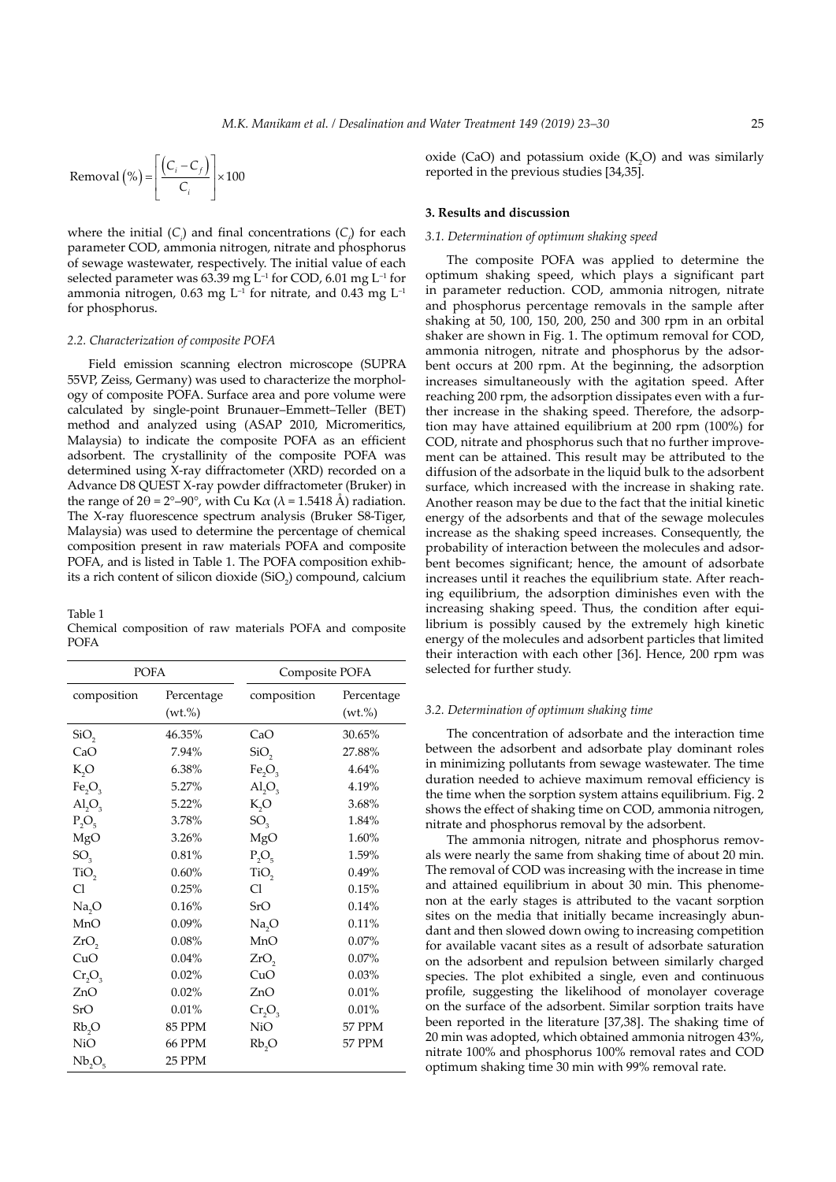$$\text{Removal}\,(\%) = \left[\frac{(C_i - C_f)}{C_i}\right] \times 100$$

where the initial ($C_i$) and final concentrations ($C_f$) for each parameter COD, ammonia nitrogen, nitrate and phosphorus of sewage wastewater, respectively. The initial value of each selected parameter was 63.39 mg $L^{-1}$ for COD, 6.01 mg $L^{-1}$ for ammonia nitrogen, 0.63 mg $L^{-1}$ for nitrate, and 0.43 mg $L^{-1}$ for phosphorus.

### 2.2. Characterization of composite POFA

Field emission scanning electron microscope (SUPRA 55VP, Zeiss, Germany) was used to characterize the morphology of composite POFA. Surface area and pore volume were calculated by single-point Brunauer–Emmett–Teller (BET) method and analyzed using (ASAP 2010, Micromeritics, Malaysia) to indicate the composite POFA as an efficient adsorbent. The crystallinity of the composite POFA was determined using X-ray diffractometer (XRD) recorded on a Advance D8 QUEST X-ray powder diffractometer (Bruker) in the range of $2\theta = 2°–90°$, with Cu K$\alpha$ ($\lambda = 1.5418$ Å) radiation. The X-ray fluorescence spectrum analysis (Bruker S8-Tiger, Malaysia) was used to determine the percentage of chemical composition present in raw materials POFA and composite POFA, and is listed in Table 1. The POFA composition exhibits a rich content of silicon dioxide ($SiO_2$) compound, calcium oxide (CaO) and potassium oxide ($K_2O$) and was similarly reported in the previous studies [34,35].

Table 1
Chemical composition of raw materials POFA and composite POFA

| POFA | | Composite POFA | |
|---|---|---|---|
| composition | Percentage (wt.%) | composition | Percentage (wt.%) |
| $SiO_2$ | 46.35% | CaO | 30.65% |
| CaO | 7.94% | $SiO_2$ | 27.88% |
| $K_2O$ | 6.38% | $Fe_2O_3$ | 4.64% |
| $Fe_2O_3$ | 5.27% | $Al_2O_3$ | 4.19% |
| $Al_2O_3$ | 5.22% | $K_2O$ | 3.68% |
| $P_2O_5$ | 3.78% | $SO_3$ | 1.84% |
| MgO | 3.26% | MgO | 1.60% |
| $SO_3$ | 0.81% | $P_2O_5$ | 1.59% |
| $TiO_2$ | 0.60% | $TiO_2$ | 0.49% |
| Cl | 0.25% | Cl | 0.15% |
| $Na_2O$ | 0.16% | SrO | 0.14% |
| MnO | 0.09% | $Na_2O$ | 0.11% |
| $ZrO_2$ | 0.08% | MnO | 0.07% |
| CuO | 0.04% | $ZrO_2$ | 0.07% |
| $Cr_2O_3$ | 0.02% | CuO | 0.03% |
| ZnO | 0.02% | ZnO | 0.01% |
| SrO | 0.01% | $Cr_2O_3$ | 0.01% |
| $Rb_2O$ | 85 PPM | NiO | 57 PPM |
| NiO | 66 PPM | $Rb_2O$ | 57 PPM |
| $Nb_2O_5$ | 25 PPM | | |

## 3. Results and discussion

### 3.1. Determination of optimum shaking speed

The composite POFA was applied to determine the optimum shaking speed, which plays a significant part in parameter reduction. COD, ammonia nitrogen, nitrate and phosphorus percentage removals in the sample after shaking at 50, 100, 150, 200, 250 and 300 rpm in an orbital shaker are shown in Fig. 1. The optimum removal for COD, ammonia nitrogen, nitrate and phosphorus by the adsorbent occurs at 200 rpm. At the beginning, the adsorption increases simultaneously with the agitation speed. After reaching 200 rpm, the adsorption dissipates even with a further increase in the shaking speed. Therefore, the adsorption may have attained equilibrium at 200 rpm (100%) for COD, nitrate and phosphorus such that no further improvement can be attained. This result may be attributed to the diffusion of the adsorbate in the liquid bulk to the adsorbent surface, which increased with the increase in shaking rate. Another reason may be due to the fact that the initial kinetic energy of the adsorbents and that of the sewage molecules increase as the shaking speed increases. Consequently, the probability of interaction between the molecules and adsorbent becomes significant; hence, the amount of adsorbate increases until it reaches the equilibrium state. After reaching equilibrium, the adsorption diminishes even with the increasing shaking speed. Thus, the condition after equilibrium is possibly caused by the extremely high kinetic energy of the molecules and adsorbent particles that limited their interaction with each other [36]. Hence, 200 rpm was selected for further study.

### 3.2. Determination of optimum shaking time

The concentration of adsorbate and the interaction time between the adsorbent and adsorbate play dominant roles in minimizing pollutants from sewage wastewater. The time duration needed to achieve maximum removal efficiency is the time when the sorption system attains equilibrium. Fig. 2 shows the effect of shaking time on COD, ammonia nitrogen, nitrate and phosphorus removal by the adsorbent.

The ammonia nitrogen, nitrate and phosphorus removals were nearly the same from shaking time of about 20 min. The removal of COD was increasing with the increase in time and attained equilibrium in about 30 min. This phenomenon at the early stages is attributed to the vacant sorption sites on the media that initially became increasingly abundant and then slowed down owing to increasing competition for available vacant sites as a result of adsorbate saturation on the adsorbent and repulsion between similarly charged species. The plot exhibited a single, even and continuous profile, suggesting the likelihood of monolayer coverage on the surface of the adsorbent. Similar sorption traits have been reported in the literature [37,38]. The shaking time of 20 min was adopted, which obtained ammonia nitrogen 43%, nitrate 100% and phosphorus 100% removal rates and COD optimum shaking time 30 min with 99% removal rate.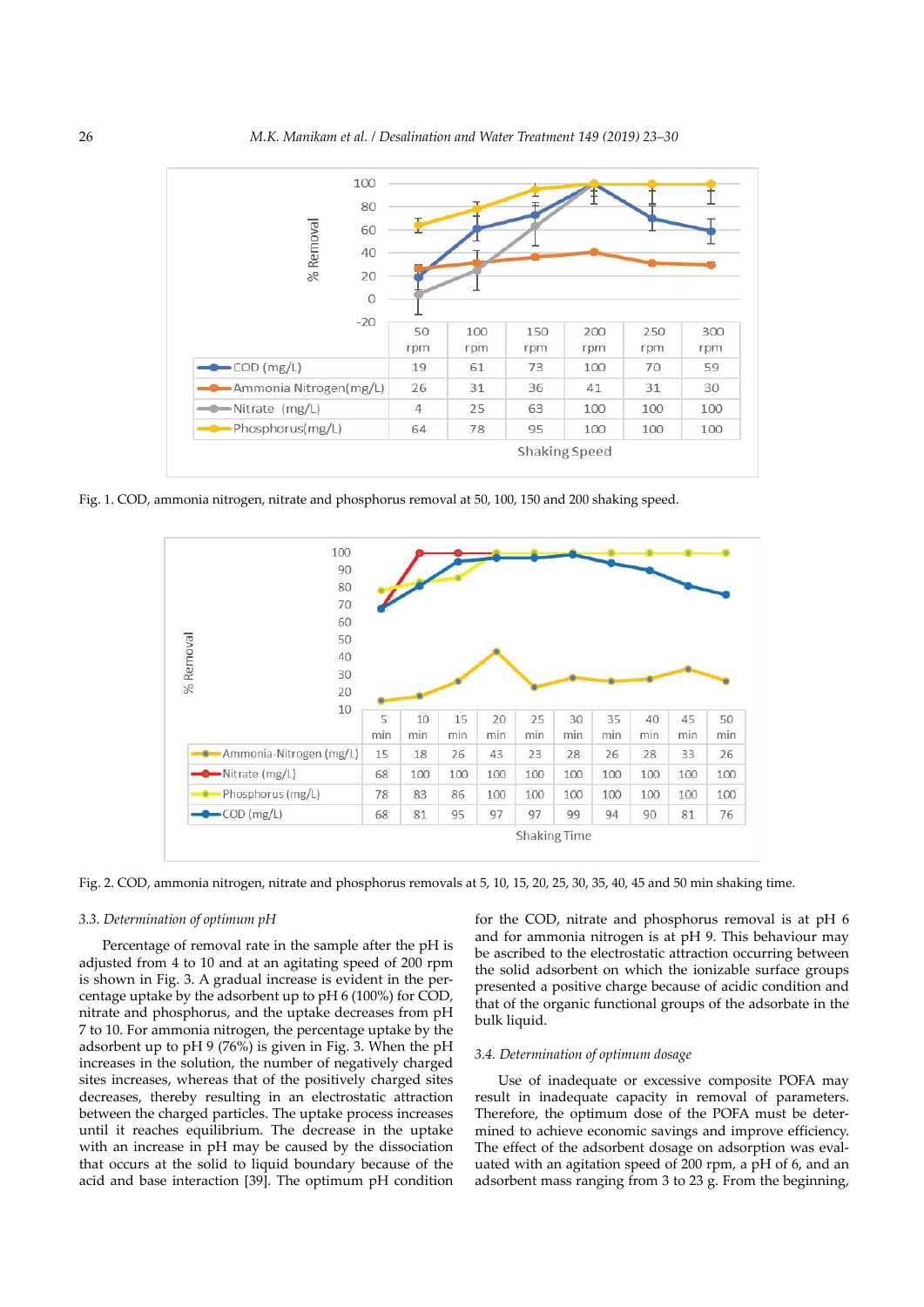| | 50 rpm | 100 rpm | 150 rpm | 200 rpm | 250 rpm | 300 rpm |
|---|---|---|---|---|---|---|
| COD (mg/L) | 19 | 61 | 73 | 100 | 70 | 59 |
| Ammonia Nitrogen(mg/L) | 26 | 31 | 36 | 41 | 31 | 30 |
| Nitrate (mg/L) | 4 | 25 | 63 | 100 | 100 | 100 |
| Phosphorus(mg/L) | 64 | 78 | 95 | 100 | 100 | 100 |

Fig. 1. COD, ammonia nitrogen, nitrate and phosphorus removal at 50, 100, 150 and 200 shaking speed.

| | 5 min | 10 min | 15 min | 20 min | 25 min | 30 min | 35 min | 40 min | 45 min | 50 min |
|---|---|---|---|---|---|---|---|---|---|---|
| Ammonia-Nitrogen (mg/L) | 15 | 18 | 26 | 43 | 23 | 28 | 26 | 28 | 33 | 26 |
| Nitrate (mg/L) | 68 | 100 | 100 | 100 | 100 | 100 | 100 | 100 | 100 | 100 |
| Phosphorus (mg/L) | 78 | 83 | 86 | 100 | 100 | 100 | 100 | 100 | 100 | 100 |
| COD (mg/L) | 68 | 81 | 95 | 97 | 97 | 99 | 94 | 90 | 81 | 76 |

Fig. 2. COD, ammonia nitrogen, nitrate and phosphorus removals at 5, 10, 15, 20, 25, 30, 35, 40, 45 and 50 min shaking time.

### *3.3. Determination of optimum pH*

Percentage of removal rate in the sample after the pH is adjusted from 4 to 10 and at an agitating speed of 200 rpm is shown in Fig. 3. A gradual increase is evident in the percentage uptake by the adsorbent up to pH 6 (100%) for COD, nitrate and phosphorus, and the uptake decreases from pH 7 to 10. For ammonia nitrogen, the percentage uptake by the adsorbent up to pH 9 (76%) is given in Fig. 3. When the pH increases in the solution, the number of negatively charged sites increases, whereas that of the positively charged sites decreases, thereby resulting in an electrostatic attraction between the charged particles. The uptake process increases until it reaches equilibrium. The decrease in the uptake with an increase in pH may be caused by the dissociation that occurs at the solid to liquid boundary because of the acid and base interaction [39]. The optimum pH condition for the COD, nitrate and phosphorus removal is at pH 6 and for ammonia nitrogen is at pH 9. This behaviour may be ascribed to the electrostatic attraction occurring between the solid adsorbent on which the ionizable surface groups presented a positive charge because of acidic condition and that of the organic functional groups of the adsorbate in the bulk liquid.

### *3.4. Determination of optimum dosage*

Use of inadequate or excessive composite POFA may result in inadequate capacity in removal of parameters. Therefore, the optimum dose of the POFA must be determined to achieve economic savings and improve efficiency. The effect of the adsorbent dosage on adsorption was evaluated with an agitation speed of 200 rpm, a pH of 6, and an adsorbent mass ranging from 3 to 23 g. From the beginning,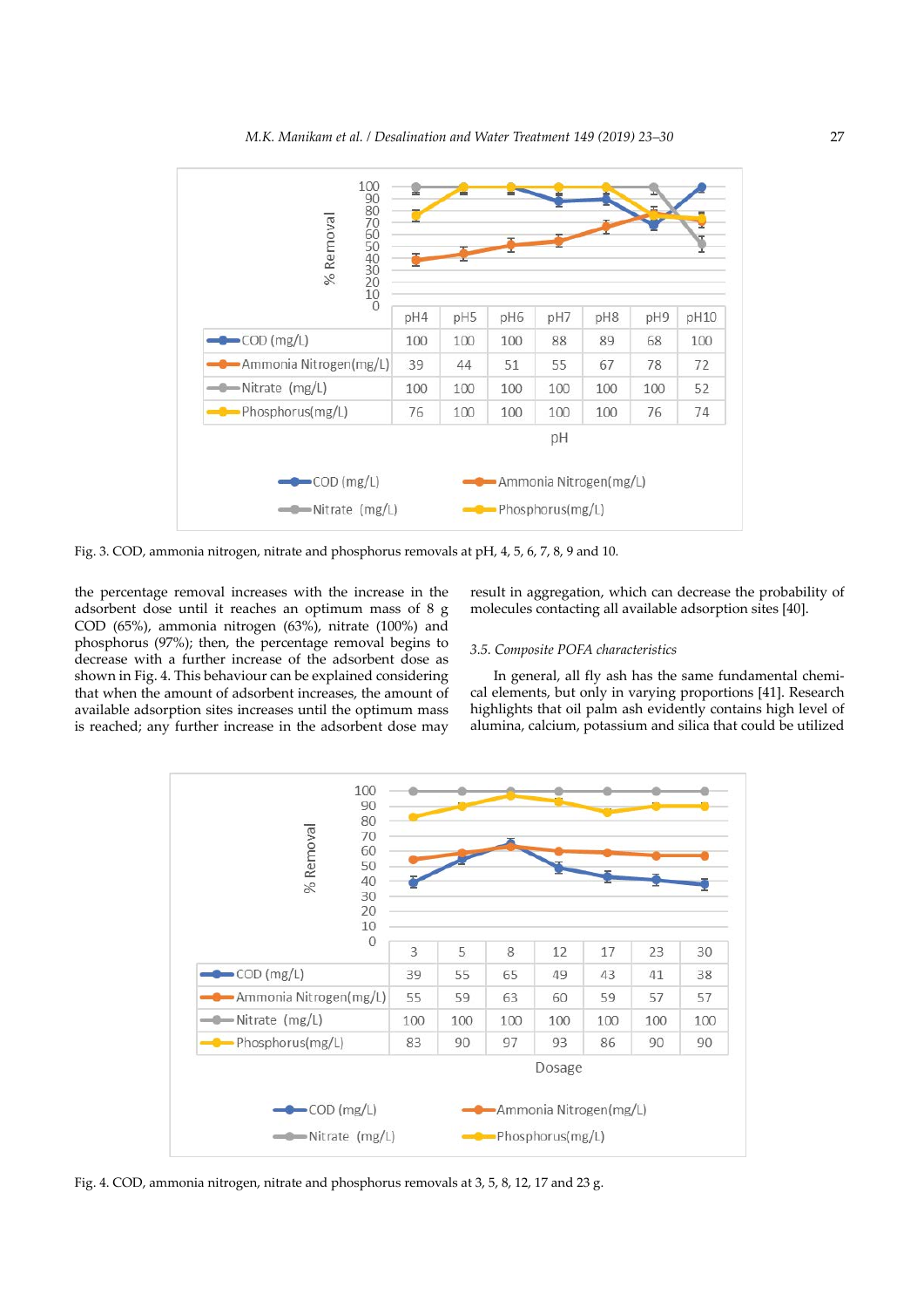| | pH4 | pH5 | pH6 | pH7 | pH8 | pH9 | pH10 |
|---|---|---|---|---|---|---|---|
| COD (mg/L) | 100 | 100 | 100 | 88 | 89 | 68 | 100 |
| Ammonia Nitrogen(mg/L) | 39 | 44 | 51 | 55 | 67 | 78 | 72 |
| Nitrate (mg/L) | 100 | 100 | 100 | 100 | 100 | 100 | 52 |
| Phosphorus(mg/L) | 76 | 100 | 100 | 100 | 100 | 76 | 74 |

Fig. 3. COD, ammonia nitrogen, nitrate and phosphorus removals at pH, 4, 5, 6, 7, 8, 9 and 10.

the percentage removal increases with the increase in the adsorbent dose until it reaches an optimum mass of 8 g COD (65%), ammonia nitrogen (63%), nitrate (100%) and phosphorus (97%); then, the percentage removal begins to decrease with a further increase of the adsorbent dose as shown in Fig. 4. This behaviour can be explained considering that when the amount of adsorbent increases, the amount of available adsorption sites increases until the optimum mass is reached; any further increase in the adsorbent dose may result in aggregation, which can decrease the probability of molecules contacting all available adsorption sites [40].

### 3.5. Composite POFA characteristics

In general, all fly ash has the same fundamental chemical elements, but only in varying proportions [41]. Research highlights that oil palm ash evidently contains high level of alumina, calcium, potassium and silica that could be utilized

| Dosage | 3 | 5 | 8 | 12 | 17 | 23 | 30 |
|---|---|---|---|---|---|---|---|
| COD (mg/L) | 39 | 55 | 65 | 49 | 43 | 41 | 38 |
| Ammonia Nitrogen(mg/L) | 55 | 59 | 63 | 60 | 59 | 57 | 57 |
| Nitrate (mg/L) | 100 | 100 | 100 | 100 | 100 | 100 | 100 |
| Phosphorus(mg/L) | 83 | 90 | 97 | 93 | 86 | 90 | 90 |

Fig. 4. COD, ammonia nitrogen, nitrate and phosphorus removals at 3, 5, 8, 12, 17 and 23 g.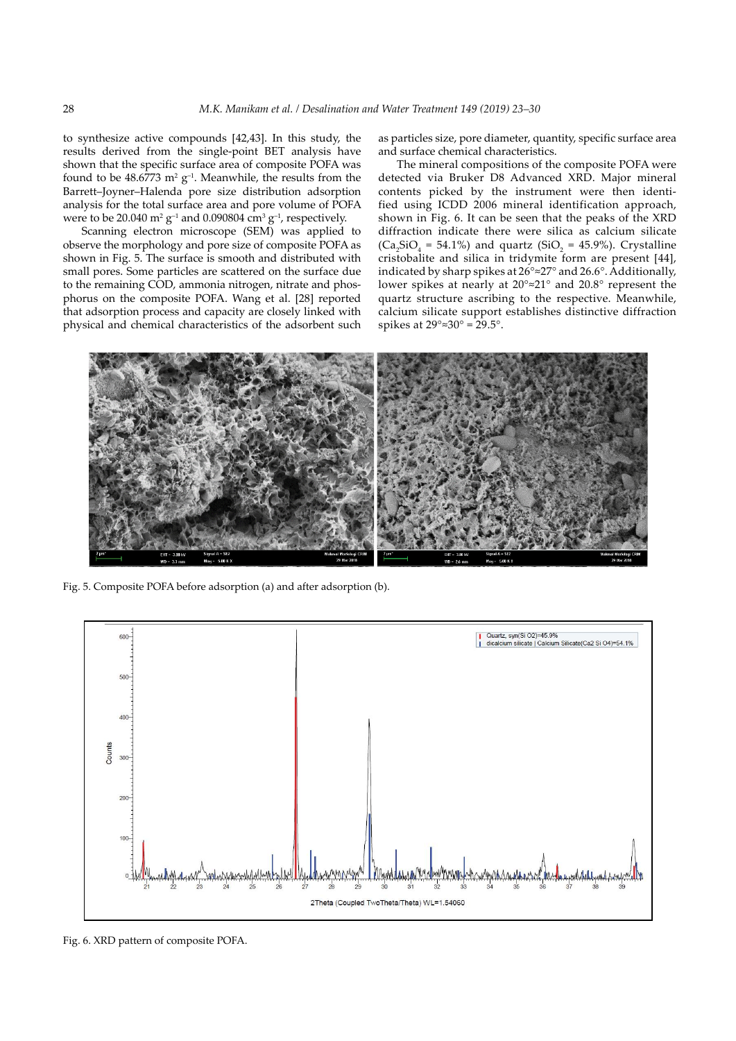to synthesize active compounds [42,43]. In this study, the results derived from the single-point BET analysis have shown that the specific surface area of composite POFA was found to be 48.6773 $m^2 g^{-1}$. Meanwhile, the results from the Barrett–Joyner–Halenda pore size distribution adsorption analysis for the total surface area and pore volume of POFA were to be 20.040 $m^2 g^{-1}$ and 0.090804 $cm^3 g^{-1}$, respectively.

Scanning electron microscope (SEM) was applied to observe the morphology and pore size of composite POFA as shown in Fig. 5. The surface is smooth and distributed with small pores. Some particles are scattered on the surface due to the remaining COD, ammonia nitrogen, nitrate and phosphorus on the composite POFA. Wang et al. [28] reported that adsorption process and capacity are closely linked with physical and chemical characteristics of the adsorbent such as particles size, pore diameter, quantity, specific surface area and surface chemical characteristics.

The mineral compositions of the composite POFA were detected via Bruker D8 Advanced XRD. Major mineral contents picked by the instrument were then identified using ICDD 2006 mineral identification approach, shown in Fig. 6. It can be seen that the peaks of the XRD diffraction indicate there were silica as calcium silicate ($Ca_2SiO_4$ = 54.1%) and quartz ($SiO_2$ = 45.9%). Crystalline cristobalite and silica in tridymite form are present [44], indicated by sharp spikes at 26°≈27° and 26.6°. Additionally, lower spikes at nearly at 20°≈21° and 20.8° represent the quartz structure ascribing to the respective. Meanwhile, calcium silicate support establishes distinctive diffraction spikes at 29°≈30° = 29.5°.

Fig. 5. Composite POFA before adsorption (a) and after adsorption (b).

Fig. 6. XRD pattern of composite POFA.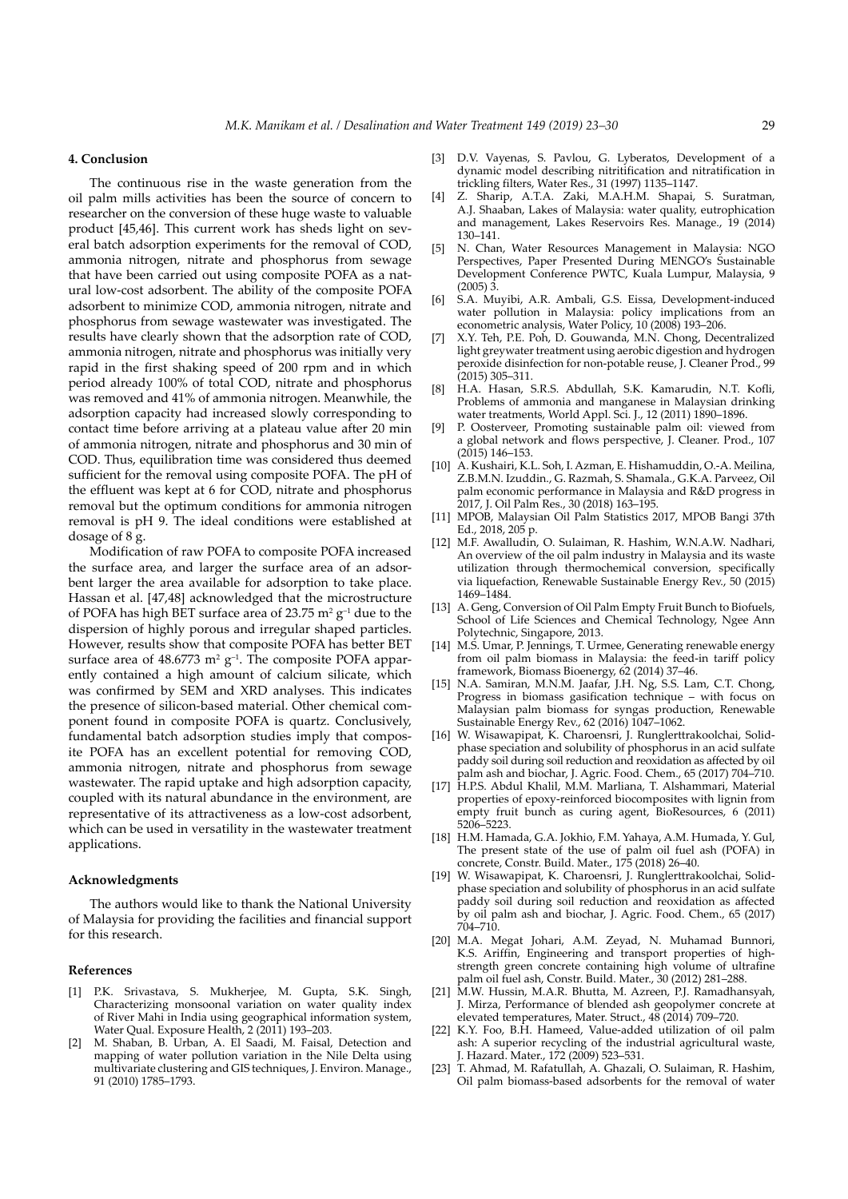## 4. Conclusion

The continuous rise in the waste generation from the oil palm mills activities has been the source of concern to researcher on the conversion of these huge waste to valuable product [45,46]. This current work has sheds light on several batch adsorption experiments for the removal of COD, ammonia nitrogen, nitrate and phosphorus from sewage that have been carried out using composite POFA as a natural low-cost adsorbent. The ability of the composite POFA adsorbent to minimize COD, ammonia nitrogen, nitrate and phosphorus from sewage wastewater was investigated. The results have clearly shown that the adsorption rate of COD, ammonia nitrogen, nitrate and phosphorus was initially very rapid in the first shaking speed of 200 rpm and in which period already 100% of total COD, nitrate and phosphorus was removed and 41% of ammonia nitrogen. Meanwhile, the adsorption capacity had increased slowly corresponding to contact time before arriving at a plateau value after 20 min of ammonia nitrogen, nitrate and phosphorus and 30 min of COD. Thus, equilibration time was considered thus deemed sufficient for the removal using composite POFA. The pH of the effluent was kept at 6 for COD, nitrate and phosphorus removal but the optimum conditions for ammonia nitrogen removal is pH 9. The ideal conditions were established at dosage of 8 g.

Modification of raw POFA to composite POFA increased the surface area, and larger the surface area of an adsorbent larger the area available for adsorption to take place. Hassan et al. [47,48] acknowledged that the microstructure of POFA has high BET surface area of 23.75 $m^2 g^{-1}$ due to the dispersion of highly porous and irregular shaped particles. However, results show that composite POFA has better BET surface area of 48.6773 $m^2 g^{-1}$. The composite POFA apparently contained a high amount of calcium silicate, which was confirmed by SEM and XRD analyses. This indicates the presence of silicon-based material. Other chemical component found in composite POFA is quartz. Conclusively, fundamental batch adsorption studies imply that composite POFA has an excellent potential for removing COD, ammonia nitrogen, nitrate and phosphorus from sewage wastewater. The rapid uptake and high adsorption capacity, coupled with its natural abundance in the environment, are representative of its attractiveness as a low-cost adsorbent, which can be used in versatility in the wastewater treatment applications.

### Acknowledgments

The authors would like to thank the National University of Malaysia for providing the facilities and financial support for this research.

### References

- [1] P.K. Srivastava, S. Mukherjee, M. Gupta, S.K. Singh, Characterizing monsoonal variation on water quality index of River Mahi in India using geographical information system, Water Qual. Exposure Health, 2 (2011) 193–203.
- [2] M. Shaban, B. Urban, A. El Saadi, M. Faisal, Detection and mapping of water pollution variation in the Nile Delta using multivariate clustering and GIS techniques, J. Environ. Manage., 91 (2010) 1785–1793.
- [3] D.V. Vayenas, S. Pavlou, G. Lyberatos, Development of a dynamic model describing nitritification and nitratification in trickling filters, Water Res., 31 (1997) 1135–1147.
- [4] Z. Sharip, A.T.A. Zaki, M.A.H.M. Shapai, S. Suratman, A.J. Shaaban, Lakes of Malaysia: water quality, eutrophication and management, Lakes Reservoirs Res. Manage., 19 (2014) 130–141.
- [5] N. Chan, Water Resources Management in Malaysia: NGO Perspectives, Paper Presented During MENGO's Sustainable Development Conference PWTC, Kuala Lumpur, Malaysia, 9 (2005) 3.
- [6] S.A. Muyibi, A.R. Ambali, G.S. Eissa, Development-induced water pollution in Malaysia: policy implications from an econometric analysis, Water Policy, 10 (2008) 193–206.
- [7] X.Y. Teh, P.E. Poh, D. Gouwanda, M.N. Chong, Decentralized light greywater treatment using aerobic digestion and hydrogen peroxide disinfection for non-potable reuse, J. Cleaner Prod., 99 (2015) 305–311.
- [8] H.A. Hasan, S.R.S. Abdullah, S.K. Kamarudin, N.T. Kofli, Problems of ammonia and manganese in Malaysian drinking water treatments, World Appl. Sci. J., 12 (2011) 1890–1896.
- [9] P. Oosterveer, Promoting sustainable palm oil: viewed from a global network and flows perspective, J. Cleaner. Prod., 107 (2015) 146–153.
- [10] A. Kushairi, K.L. Soh, I. Azman, E. Hishamuddin, O.-A. Meilina, Z.B.M.N. Izuddin., G. Razmah, S. Shamala., G.K.A. Parveez, Oil palm economic performance in Malaysia and R&D progress in 2017, J. Oil Palm Res., 30 (2018) 163–195.
- [11] MPOB, Malaysian Oil Palm Statistics 2017, MPOB Bangi 37th Ed., 2018, 205 p.
- [12] M.F. Awalludin, O. Sulaiman, R. Hashim, W.N.A.W. Nadhari, An overview of the oil palm industry in Malaysia and its waste utilization through thermochemical conversion, specifically via liquefaction, Renewable Sustainable Energy Rev., 50 (2015) 1469–1484.
- [13] A. Geng, Conversion of Oil Palm Empty Fruit Bunch to Biofuels, School of Life Sciences and Chemical Technology, Ngee Ann Polytechnic, Singapore, 2013.
- [14] M.S. Umar, P. Jennings, T. Urmee, Generating renewable energy from oil palm biomass in Malaysia: the feed-in tariff policy framework, Biomass Bioenergy, 62 (2014) 37–46.
- [15] N.A. Samiran, M.N.M. Jaafar, J.H. Ng, S.S. Lam, C.T. Chong, Progress in biomass gasification technique – with focus on Malaysian palm biomass for syngas production, Renewable Sustainable Energy Rev., 62 (2016) 1047–1062.
- [16] W. Wisawapipat, K. Charoensri, J. Runglerttrakoolchai, Solid-phase speciation and solubility of phosphorus in an acid sulfate paddy soil during soil reduction and reoxidation as affected by oil palm ash and biochar, J. Agric. Food. Chem., 65 (2017) 704–710.
- [17] H.P.S. Abdul Khalil, M.M. Marliana, T. Alshammari, Material properties of epoxy-reinforced biocomposites with lignin from empty fruit bunch as curing agent, BioResources, 6 (2011) 5206–5223.
- [18] H.M. Hamada, G.A. Jokhio, F.M. Yahaya, A.M. Humada, Y. Gul, The present state of the use of palm oil fuel ash (POFA) in concrete, Constr. Build. Mater., 175 (2018) 26–40.
- [19] W. Wisawapipat, K. Charoensri, J. Runglerttrakoolchai, Solid-phase speciation and solubility of phosphorus in an acid sulfate paddy soil during soil reduction and reoxidation as affected by oil palm ash and biochar, J. Agric. Food. Chem., 65 (2017) 704–710.
- [20] M.A. Megat Johari, A.M. Zeyad, N. Muhamad Bunnori, K.S. Ariffin, Engineering and transport properties of high-strength green concrete containing high volume of ultrafine palm oil fuel ash, Constr. Build. Mater., 30 (2012) 281–288.
- [21] M.W. Hussin, M.A.R. Bhutta, M. Azreen, P.J. Ramadhansyah, J. Mirza, Performance of blended ash geopolymer concrete at elevated temperatures, Mater. Struct., 48 (2014) 709–720.
- [22] K.Y. Foo, B.H. Hameed, Value-added utilization of oil palm ash: A superior recycling of the industrial agricultural waste, J. Hazard. Mater., 172 (2009) 523–531.
- [23] T. Ahmad, M. Rafatullah, A. Ghazali, O. Sulaiman, R. Hashim, Oil palm biomass-based adsorbents for the removal of water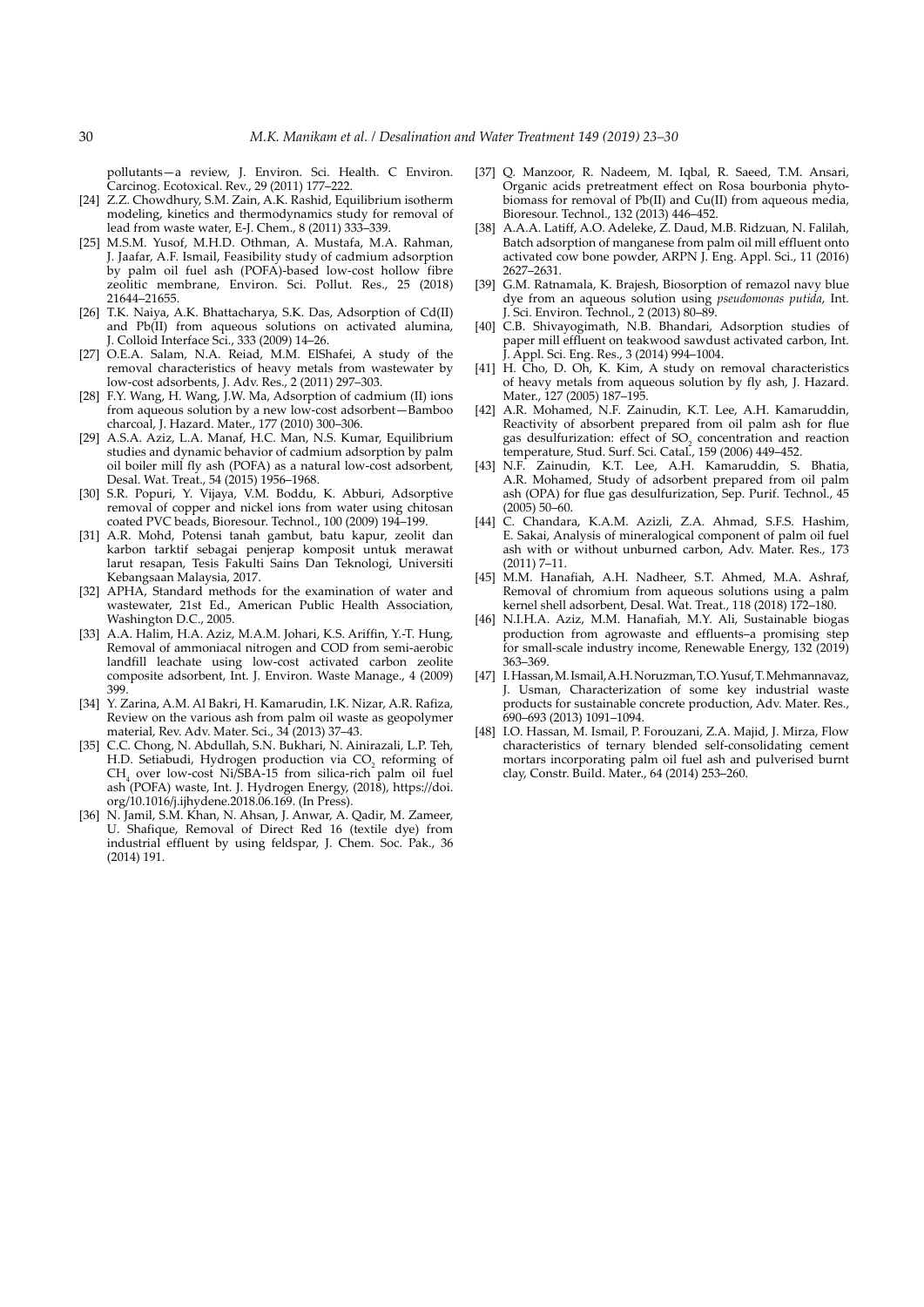pollutants—a review, J. Environ. Sci. Health. C Environ. Carcinog. Ecotoxical. Rev., 29 (2011) 177–222.

[24] Z.Z. Chowdhury, S.M. Zain, A.K. Rashid, Equilibrium isotherm modeling, kinetics and thermodynamics study for removal of lead from waste water, E-J. Chem., 8 (2011) 333–339.

[25] M.S.M. Yusof, M.H.D. Othman, A. Mustafa, M.A. Rahman, J. Jaafar, A.F. Ismail, Feasibility study of cadmium adsorption by palm oil fuel ash (POFA)-based low-cost hollow fibre zeolitic membrane, Environ. Sci. Pollut. Res., 25 (2018) 21644–21655.

[26] T.K. Naiya, A.K. Bhattacharya, S.K. Das, Adsorption of Cd(II) and Pb(II) from aqueous solutions on activated alumina, J. Colloid Interface Sci., 333 (2009) 14–26.

[27] O.E.A. Salam, N.A. Reiad, M.M. ElShafei, A study of the removal characteristics of heavy metals from wastewater by low-cost adsorbents, J. Adv. Res., 2 (2011) 297–303.

[28] F.Y. Wang, H. Wang, J.W. Ma, Adsorption of cadmium (II) ions from aqueous solution by a new low-cost adsorbent—Bamboo charcoal, J. Hazard. Mater., 177 (2010) 300–306.

[29] A.S.A. Aziz, L.A. Manaf, H.C. Man, N.S. Kumar, Equilibrium studies and dynamic behavior of cadmium adsorption by palm oil boiler mill fly ash (POFA) as a natural low-cost adsorbent, Desal. Wat. Treat., 54 (2015) 1956–1968.

[30] S.R. Popuri, Y. Vijaya, V.M. Boddu, K. Abburi, Adsorptive removal of copper and nickel ions from water using chitosan coated PVC beads, Bioresour. Technol., 100 (2009) 194–199.

[31] A.R. Mohd, Potensi tanah gambut, batu kapur, zeolit dan karbon tarktif sebagai penjerap komposit untuk merawat larut resapan, Tesis Fakulti Sains Dan Teknologi, Universiti Kebangsaan Malaysia, 2017.

[32] APHA, Standard methods for the examination of water and wastewater, 21st Ed., American Public Health Association, Washington D.C., 2005.

[33] A.A. Halim, H.A. Aziz, M.A.M. Johari, K.S. Ariffin, Y.-T. Hung, Removal of ammoniacal nitrogen and COD from semi-aerobic landfill leachate using low-cost activated carbon zeolite composite adsorbent, Int. J. Environ. Waste Manage., 4 (2009) 399.

[34] Y. Zarina, A.M. Al Bakri, H. Kamarudin, I.K. Nizar, A.R. Rafiza, Review on the various ash from palm oil waste as geopolymer material, Rev. Adv. Mater. Sci., 34 (2013) 37–43.

[35] C.C. Chong, N. Abdullah, S.N. Bukhari, N. Ainirazali, L.P. Teh, H.D. Setiabudi, Hydrogen production via $CO_2$ reforming of $CH_4$ over low-cost Ni/SBA-15 from silica-rich palm oil fuel ash (POFA) waste, Int. J. Hydrogen Energy, (2018), https://doi.org/10.1016/j.ijhydene.2018.06.169. (In Press).

[36] N. Jamil, S.M. Khan, N. Ahsan, J. Anwar, A. Qadir, M. Zameer, U. Shafique, Removal of Direct Red 16 (textile dye) from industrial effluent by using feldspar, J. Chem. Soc. Pak., 36 (2014) 191.

[37] Q. Manzoor, R. Nadeem, M. Iqbal, R. Saeed, T.M. Ansari, Organic acids pretreatment effect on Rosa bourbonia phytobiomass for removal of Pb(II) and Cu(II) from aqueous media, Bioresour. Technol., 132 (2013) 446–452.

[38] A.A.A. Latiff, A.O. Adeleke, Z. Daud, M.B. Ridzuan, N. Falilah, Batch adsorption of manganese from palm oil mill effluent onto activated cow bone powder, ARPN J. Eng. Appl. Sci., 11 (2016) 2627–2631.

[39] G.M. Ratnamala, K. Brajesh, Biosorption of remazol navy blue dye from an aqueous solution using *pseudomonas putida*, Int. J. Sci. Environ. Technol., 2 (2013) 80–89.

[40] C.B. Shivayogimath, N.B. Bhandari, Adsorption studies of paper mill effluent on teakwood sawdust activated carbon, Int. J. Appl. Sci. Eng. Res., 3 (2014) 994–1004.

[41] H. Cho, D. Oh, K. Kim, A study on removal characteristics of heavy metals from aqueous solution by fly ash, J. Hazard. Mater., 127 (2005) 187–195.

[42] A.R. Mohamed, N.F. Zainudin, K.T. Lee, A.H. Kamaruddin, Reactivity of absorbent prepared from oil palm ash for flue gas desulfurization: effect of $SO_2$ concentration and reaction temperature, Stud. Surf. Sci. Catal., 159 (2006) 449–452.

[43] N.F. Zainudin, K.T. Lee, A.H. Kamaruddin, S. Bhatia, A.R. Mohamed, Study of adsorbent prepared from oil palm ash (OPA) for flue gas desulfurization, Sep. Purif. Technol., 45 (2005) 50–60.

[44] C. Chandara, K.A.M. Azizli, Z.A. Ahmad, S.F.S. Hashim, E. Sakai, Analysis of mineralogical component of palm oil fuel ash with or without unburned carbon, Adv. Mater. Res., 173 (2011) 7–11.

[45] M.M. Hanafiah, A.H. Nadheer, S.T. Ahmed, M.A. Ashraf, Removal of chromium from aqueous solutions using a palm kernel shell adsorbent, Desal. Wat. Treat., 118 (2018) 172–180.

[46] N.I.H.A. Aziz, M.M. Hanafiah, M.Y. Ali, Sustainable biogas production from agrowaste and effluents–a promising step for small-scale industry income, Renewable Energy, 132 (2019) 363–369.

[47] I. Hassan, M. Ismail, A.H. Noruzman, T.O. Yusuf, T. Mehmannavaz, J. Usman, Characterization of some key industrial waste products for sustainable concrete production, Adv. Mater. Res., 690–693 (2013) 1091–1094.

[48] I.O. Hassan, M. Ismail, P. Forouzani, Z.A. Majid, J. Mirza, Flow characteristics of ternary blended self-consolidating cement mortars incorporating palm oil fuel ash and pulverised burnt clay, Constr. Build. Mater., 64 (2014) 253–260.